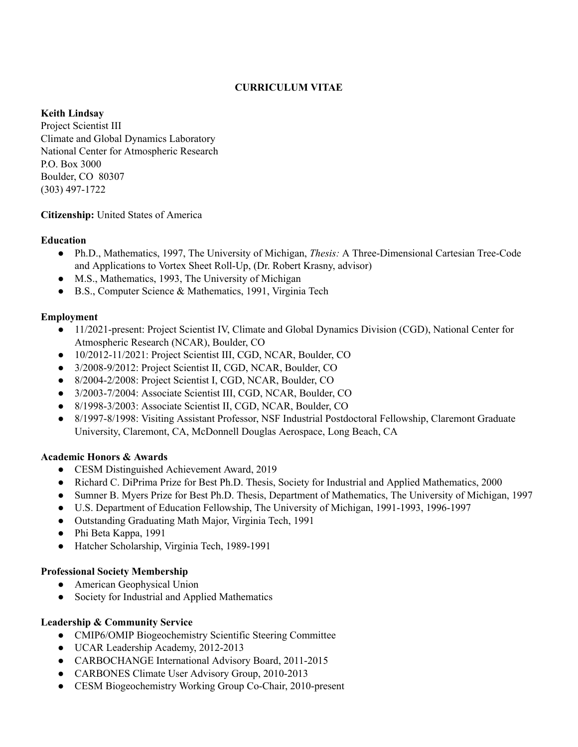# CURRICULUM VITAE

**Keith Lindsay**
Project Scientist III
Climate and Global Dynamics Laboratory
National Center for Atmospheric Research
P.O. Box 3000
Boulder, CO 80307
(303) 497-1722

**Citizenship:** United States of America

**Education**

- Ph.D., Mathematics, 1997, The University of Michigan, *Thesis:* A Three-Dimensional Cartesian Tree-Code and Applications to Vortex Sheet Roll-Up, (Dr. Robert Krasny, advisor)
- M.S., Mathematics, 1993, The University of Michigan
- B.S., Computer Science & Mathematics, 1991, Virginia Tech

**Employment**

- 11/2021-present: Project Scientist IV, Climate and Global Dynamics Division (CGD), National Center for Atmospheric Research (NCAR), Boulder, CO
- 10/2012-11/2021: Project Scientist III, CGD, NCAR, Boulder, CO
- 3/2008-9/2012: Project Scientist II, CGD, NCAR, Boulder, CO
- 8/2004-2/2008: Project Scientist I, CGD, NCAR, Boulder, CO
- 3/2003-7/2004: Associate Scientist III, CGD, NCAR, Boulder, CO
- 8/1998-3/2003: Associate Scientist II, CGD, NCAR, Boulder, CO
- 8/1997-8/1998: Visiting Assistant Professor, NSF Industrial Postdoctoral Fellowship, Claremont Graduate University, Claremont, CA, McDonnell Douglas Aerospace, Long Beach, CA

**Academic Honors & Awards**

- CESM Distinguished Achievement Award, 2019
- Richard C. DiPrima Prize for Best Ph.D. Thesis, Society for Industrial and Applied Mathematics, 2000
- Sumner B. Myers Prize for Best Ph.D. Thesis, Department of Mathematics, The University of Michigan, 1997
- U.S. Department of Education Fellowship, The University of Michigan, 1991-1993, 1996-1997
- Outstanding Graduating Math Major, Virginia Tech, 1991
- Phi Beta Kappa, 1991
- Hatcher Scholarship, Virginia Tech, 1989-1991

**Professional Society Membership**

- American Geophysical Union
- Society for Industrial and Applied Mathematics

**Leadership & Community Service**

- CMIP6/OMIP Biogeochemistry Scientific Steering Committee
- UCAR Leadership Academy, 2012-2013
- CARBOCHANGE International Advisory Board, 2011-2015
- CARBONES Climate User Advisory Group, 2010-2013
- CESM Biogeochemistry Working Group Co-Chair, 2010-present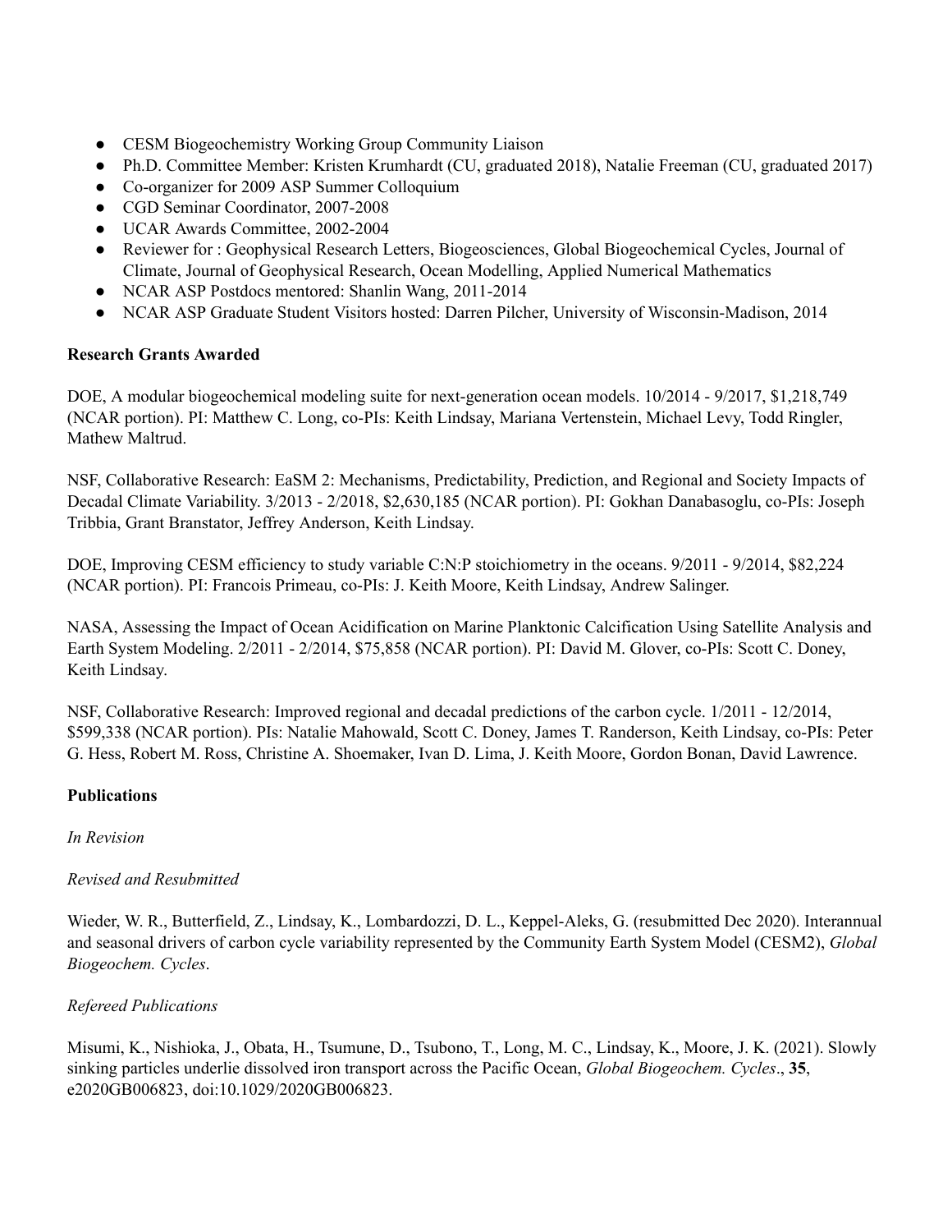- CESM Biogeochemistry Working Group Community Liaison
- Ph.D. Committee Member: Kristen Krumhardt (CU, graduated 2018), Natalie Freeman (CU, graduated 2017)
- Co-organizer for 2009 ASP Summer Colloquium
- CGD Seminar Coordinator, 2007-2008
- UCAR Awards Committee, 2002-2004
- Reviewer for : Geophysical Research Letters, Biogeosciences, Global Biogeochemical Cycles, Journal of Climate, Journal of Geophysical Research, Ocean Modelling, Applied Numerical Mathematics
- NCAR ASP Postdocs mentored: Shanlin Wang, 2011-2014
- NCAR ASP Graduate Student Visitors hosted: Darren Pilcher, University of Wisconsin-Madison, 2014

**Research Grants Awarded**

DOE, A modular biogeochemical modeling suite for next-generation ocean models. 10/2014 - 9/2017, $1,218,749 (NCAR portion). PI: Matthew C. Long, co-PIs: Keith Lindsay, Mariana Vertenstein, Michael Levy, Todd Ringler, Mathew Maltrud.

NSF, Collaborative Research: EaSM 2: Mechanisms, Predictability, Prediction, and Regional and Society Impacts of Decadal Climate Variability. 3/2013 - 2/2018, $2,630,185 (NCAR portion). PI: Gokhan Danabasoglu, co-PIs: Joseph Tribbia, Grant Branstator, Jeffrey Anderson, Keith Lindsay.

DOE, Improving CESM efficiency to study variable C:N:P stoichiometry in the oceans. 9/2011 - 9/2014, $82,224 (NCAR portion). PI: Francois Primeau, co-PIs: J. Keith Moore, Keith Lindsay, Andrew Salinger.

NASA, Assessing the Impact of Ocean Acidification on Marine Planktonic Calcification Using Satellite Analysis and Earth System Modeling. 2/2011 - 2/2014, $75,858 (NCAR portion). PI: David M. Glover, co-PIs: Scott C. Doney, Keith Lindsay.

NSF, Collaborative Research: Improved regional and decadal predictions of the carbon cycle. 1/2011 - 12/2014, $599,338 (NCAR portion). PIs: Natalie Mahowald, Scott C. Doney, James T. Randerson, Keith Lindsay, co-PIs: Peter G. Hess, Robert M. Ross, Christine A. Shoemaker, Ivan D. Lima, J. Keith Moore, Gordon Bonan, David Lawrence.

**Publications**

*In Revision*

*Revised and Resubmitted*

Wieder, W. R., Butterfield, Z., Lindsay, K., Lombardozzi, D. L., Keppel-Aleks, G. (resubmitted Dec 2020). Interannual and seasonal drivers of carbon cycle variability represented by the Community Earth System Model (CESM2), *Global Biogeochem. Cycles*.

*Refereed Publications*

Misumi, K., Nishioka, J., Obata, H., Tsumune, D., Tsubono, T., Long, M. C., Lindsay, K., Moore, J. K. (2021). Slowly sinking particles underlie dissolved iron transport across the Pacific Ocean, *Global Biogeochem. Cycles*., **35**, e2020GB006823, doi:10.1029/2020GB006823.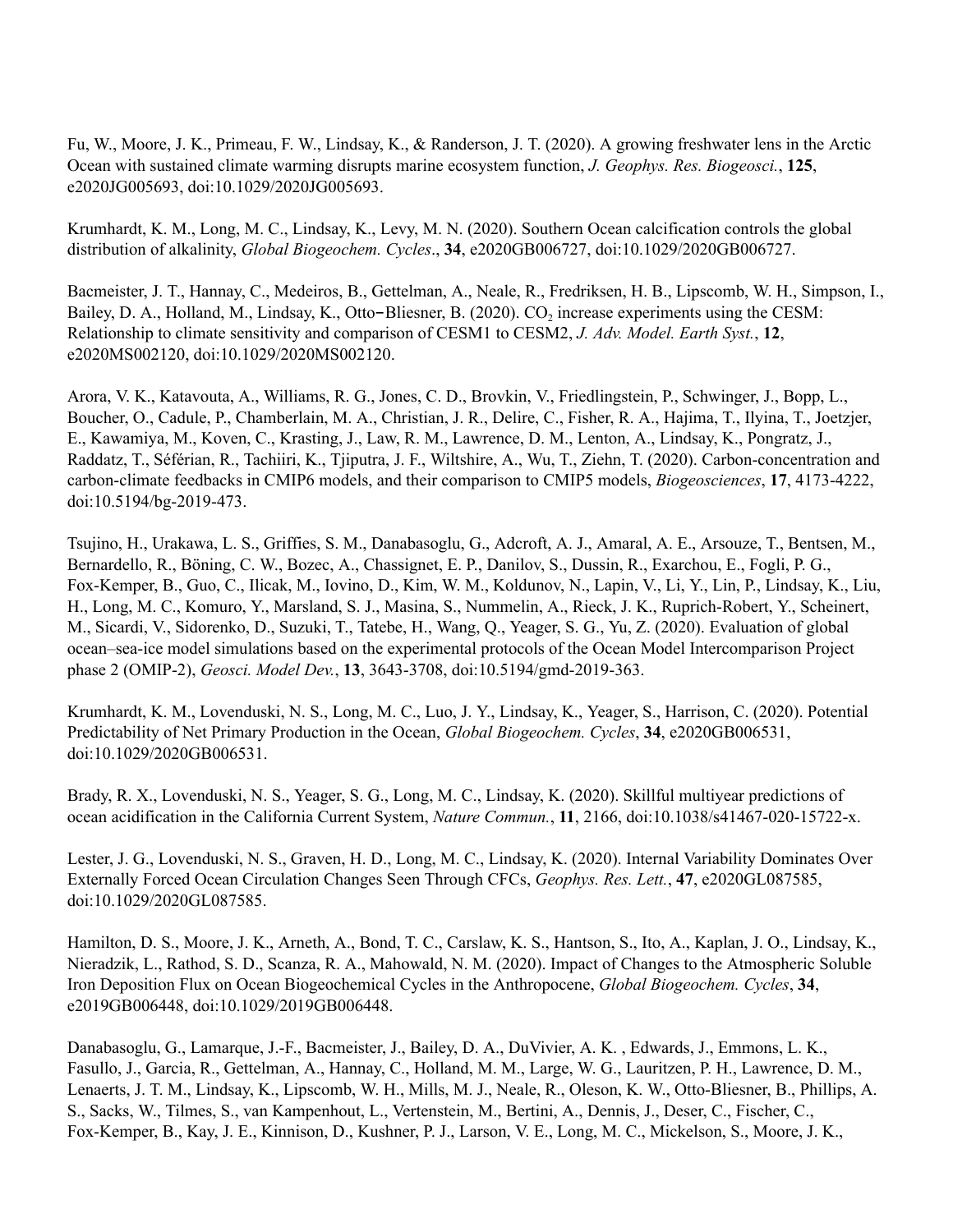Fu, W., Moore, J. K., Primeau, F. W., Lindsay, K., & Randerson, J. T. (2020). A growing freshwater lens in the Arctic Ocean with sustained climate warming disrupts marine ecosystem function, *J. Geophys. Res. Biogeosci.*, **125**, e2020JG005693, doi:10.1029/2020JG005693.

Krumhardt, K. M., Long, M. C., Lindsay, K., Levy, M. N. (2020). Southern Ocean calcification controls the global distribution of alkalinity, *Global Biogeochem. Cycles*., **34**, e2020GB006727, doi:10.1029/2020GB006727.

Bacmeister, J. T., Hannay, C., Medeiros, B., Gettelman, A., Neale, R., Fredriksen, H. B., Lipscomb, W. H., Simpson, I., Bailey, D. A., Holland, M., Lindsay, K., Otto-Bliesner, B. (2020). $CO_2$ increase experiments using the CESM: Relationship to climate sensitivity and comparison of CESM1 to CESM2, *J. Adv. Model. Earth Syst.*, **12**, e2020MS002120, doi:10.1029/2020MS002120.

Arora, V. K., Katavouta, A., Williams, R. G., Jones, C. D., Brovkin, V., Friedlingstein, P., Schwinger, J., Bopp, L., Boucher, O., Cadule, P., Chamberlain, M. A., Christian, J. R., Delire, C., Fisher, R. A., Hajima, T., Ilyina, T., Joetzjer, E., Kawamiya, M., Koven, C., Krasting, J., Law, R. M., Lawrence, D. M., Lenton, A., Lindsay, K., Pongratz, J., Raddatz, T., Séférian, R., Tachiiri, K., Tjiputra, J. F., Wiltshire, A., Wu, T., Ziehn, T. (2020). Carbon-concentration and carbon-climate feedbacks in CMIP6 models, and their comparison to CMIP5 models, *Biogeosciences*, **17**, 4173-4222, doi:10.5194/bg-2019-473.

Tsujino, H., Urakawa, L. S., Griffies, S. M., Danabasoglu, G., Adcroft, A. J., Amaral, A. E., Arsouze, T., Bentsen, M., Bernardello, R., Böning, C. W., Bozec, A., Chassignet, E. P., Danilov, S., Dussin, R., Exarchou, E., Fogli, P. G., Fox-Kemper, B., Guo, C., Ilicak, M., Iovino, D., Kim, W. M., Koldunov, N., Lapin, V., Li, Y., Lin, P., Lindsay, K., Liu, H., Long, M. C., Komuro, Y., Marsland, S. J., Masina, S., Nummelin, A., Rieck, J. K., Ruprich-Robert, Y., Scheinert, M., Sicardi, V., Sidorenko, D., Suzuki, T., Tatebe, H., Wang, Q., Yeager, S. G., Yu, Z. (2020). Evaluation of global ocean–sea-ice model simulations based on the experimental protocols of the Ocean Model Intercomparison Project phase 2 (OMIP-2), *Geosci. Model Dev.*, **13**, 3643-3708, doi:10.5194/gmd-2019-363.

Krumhardt, K. M., Lovenduski, N. S., Long, M. C., Luo, J. Y., Lindsay, K., Yeager, S., Harrison, C. (2020). Potential Predictability of Net Primary Production in the Ocean, *Global Biogeochem. Cycles*, **34**, e2020GB006531, doi:10.1029/2020GB006531.

Brady, R. X., Lovenduski, N. S., Yeager, S. G., Long, M. C., Lindsay, K. (2020). Skillful multiyear predictions of ocean acidification in the California Current System, *Nature Commun.*, **11**, 2166, doi:10.1038/s41467-020-15722-x.

Lester, J. G., Lovenduski, N. S., Graven, H. D., Long, M. C., Lindsay, K. (2020). Internal Variability Dominates Over Externally Forced Ocean Circulation Changes Seen Through CFCs, *Geophys. Res. Lett.*, **47**, e2020GL087585, doi:10.1029/2020GL087585.

Hamilton, D. S., Moore, J. K., Arneth, A., Bond, T. C., Carslaw, K. S., Hantson, S., Ito, A., Kaplan, J. O., Lindsay, K., Nieradzik, L., Rathod, S. D., Scanza, R. A., Mahowald, N. M. (2020). Impact of Changes to the Atmospheric Soluble Iron Deposition Flux on Ocean Biogeochemical Cycles in the Anthropocene, *Global Biogeochem. Cycles*, **34**, e2019GB006448, doi:10.1029/2019GB006448.

Danabasoglu, G., Lamarque, J.-F., Bacmeister, J., Bailey, D. A., DuVivier, A. K. , Edwards, J., Emmons, L. K., Fasullo, J., Garcia, R., Gettelman, A., Hannay, C., Holland, M. M., Large, W. G., Lauritzen, P. H., Lawrence, D. M., Lenaerts, J. T. M., Lindsay, K., Lipscomb, W. H., Mills, M. J., Neale, R., Oleson, K. W., Otto-Bliesner, B., Phillips, A. S., Sacks, W., Tilmes, S., van Kampenhout, L., Vertenstein, M., Bertini, A., Dennis, J., Deser, C., Fischer, C., Fox-Kemper, B., Kay, J. E., Kinnison, D., Kushner, P. J., Larson, V. E., Long, M. C., Mickelson, S., Moore, J. K.,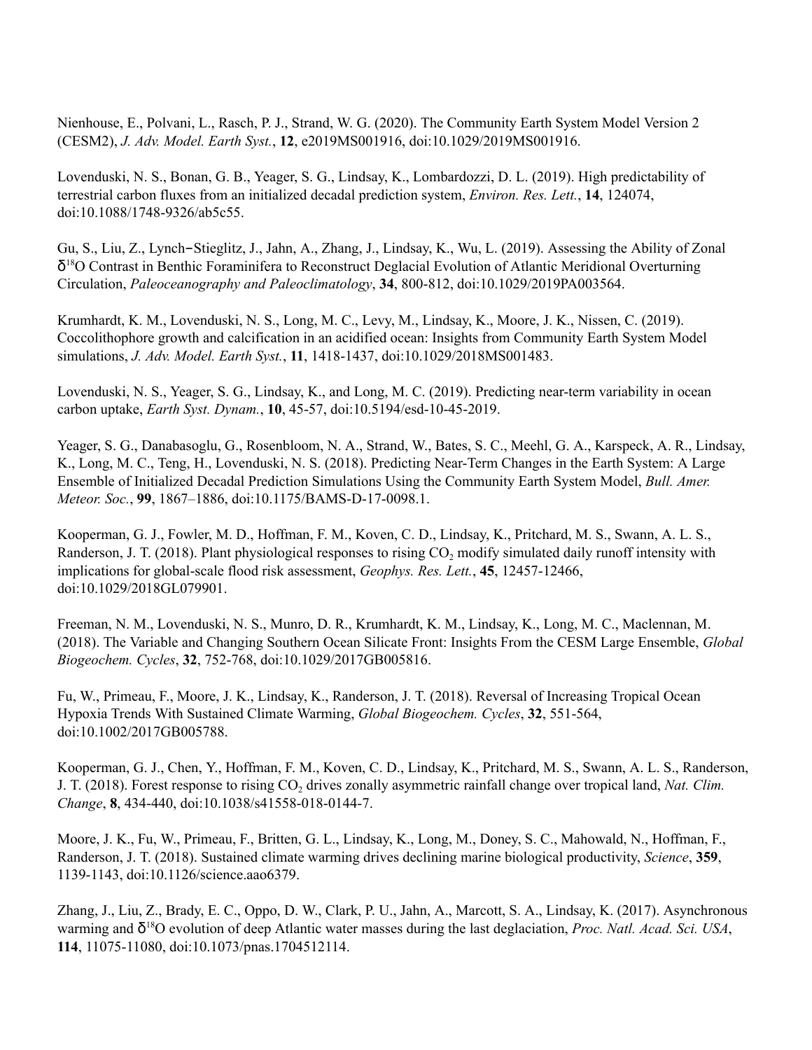Nienhouse, E., Polvani, L., Rasch, P. J., Strand, W. G. (2020). The Community Earth System Model Version 2 (CESM2), *J. Adv. Model. Earth Syst.*, **12**, e2019MS001916, doi:10.1029/2019MS001916.

Lovenduski, N. S., Bonan, G. B., Yeager, S. G., Lindsay, K., Lombardozzi, D. L. (2019). High predictability of terrestrial carbon fluxes from an initialized decadal prediction system, *Environ. Res. Lett.*, **14**, 124074, doi:10.1088/1748-9326/ab5c55.

Gu, S., Liu, Z., Lynch‐Stieglitz, J., Jahn, A., Zhang, J., Lindsay, K., Wu, L. (2019). Assessing the Ability of Zonal $\delta^{18}$O Contrast in Benthic Foraminifera to Reconstruct Deglacial Evolution of Atlantic Meridional Overturning Circulation, *Paleoceanography and Paleoclimatology*, **34**, 800-812, doi:10.1029/2019PA003564.

Krumhardt, K. M., Lovenduski, N. S., Long, M. C., Levy, M., Lindsay, K., Moore, J. K., Nissen, C. (2019). Coccolithophore growth and calcification in an acidified ocean: Insights from Community Earth System Model simulations, *J. Adv. Model. Earth Syst.*, **11**, 1418-1437, doi:10.1029/2018MS001483.

Lovenduski, N. S., Yeager, S. G., Lindsay, K., and Long, M. C. (2019). Predicting near-term variability in ocean carbon uptake, *Earth Syst. Dynam.*, **10**, 45-57, doi:10.5194/esd-10-45-2019.

Yeager, S. G., Danabasoglu, G., Rosenbloom, N. A., Strand, W., Bates, S. C., Meehl, G. A., Karspeck, A. R., Lindsay, K., Long, M. C., Teng, H., Lovenduski, N. S. (2018). Predicting Near-Term Changes in the Earth System: A Large Ensemble of Initialized Decadal Prediction Simulations Using the Community Earth System Model, *Bull. Amer. Meteor. Soc.*, **99**, 1867–1886, doi:10.1175/BAMS-D-17-0098.1.

Kooperman, G. J., Fowler, M. D., Hoffman, F. M., Koven, C. D., Lindsay, K., Pritchard, M. S., Swann, A. L. S., Randerson, J. T. (2018). Plant physiological responses to rising $CO_2$ modify simulated daily runoff intensity with implications for global-scale flood risk assessment, *Geophys. Res. Lett.*, **45**, 12457-12466, doi:10.1029/2018GL079901.

Freeman, N. M., Lovenduski, N. S., Munro, D. R., Krumhardt, K. M., Lindsay, K., Long, M. C., Maclennan, M. (2018). The Variable and Changing Southern Ocean Silicate Front: Insights From the CESM Large Ensemble, *Global Biogeochem. Cycles*, **32**, 752-768, doi:10.1029/2017GB005816.

Fu, W., Primeau, F., Moore, J. K., Lindsay, K., Randerson, J. T. (2018). Reversal of Increasing Tropical Ocean Hypoxia Trends With Sustained Climate Warming, *Global Biogeochem. Cycles*, **32**, 551-564, doi:10.1002/2017GB005788.

Kooperman, G. J., Chen, Y., Hoffman, F. M., Koven, C. D., Lindsay, K., Pritchard, M. S., Swann, A. L. S., Randerson, J. T. (2018). Forest response to rising $CO_2$ drives zonally asymmetric rainfall change over tropical land, *Nat. Clim. Change*, **8**, 434-440, doi:10.1038/s41558-018-0144-7.

Moore, J. K., Fu, W., Primeau, F., Britten, G. L., Lindsay, K., Long, M., Doney, S. C., Mahowald, N., Hoffman, F., Randerson, J. T. (2018). Sustained climate warming drives declining marine biological productivity, *Science*, **359**, 1139-1143, doi:10.1126/science.aao6379.

Zhang, J., Liu, Z., Brady, E. C., Oppo, D. W., Clark, P. U., Jahn, A., Marcott, S. A., Lindsay, K. (2017). Asynchronous warming and $\delta^{18}$O evolution of deep Atlantic water masses during the last deglaciation, *Proc. Natl. Acad. Sci. USA*, **114**, 11075-11080, doi:10.1073/pnas.1704512114.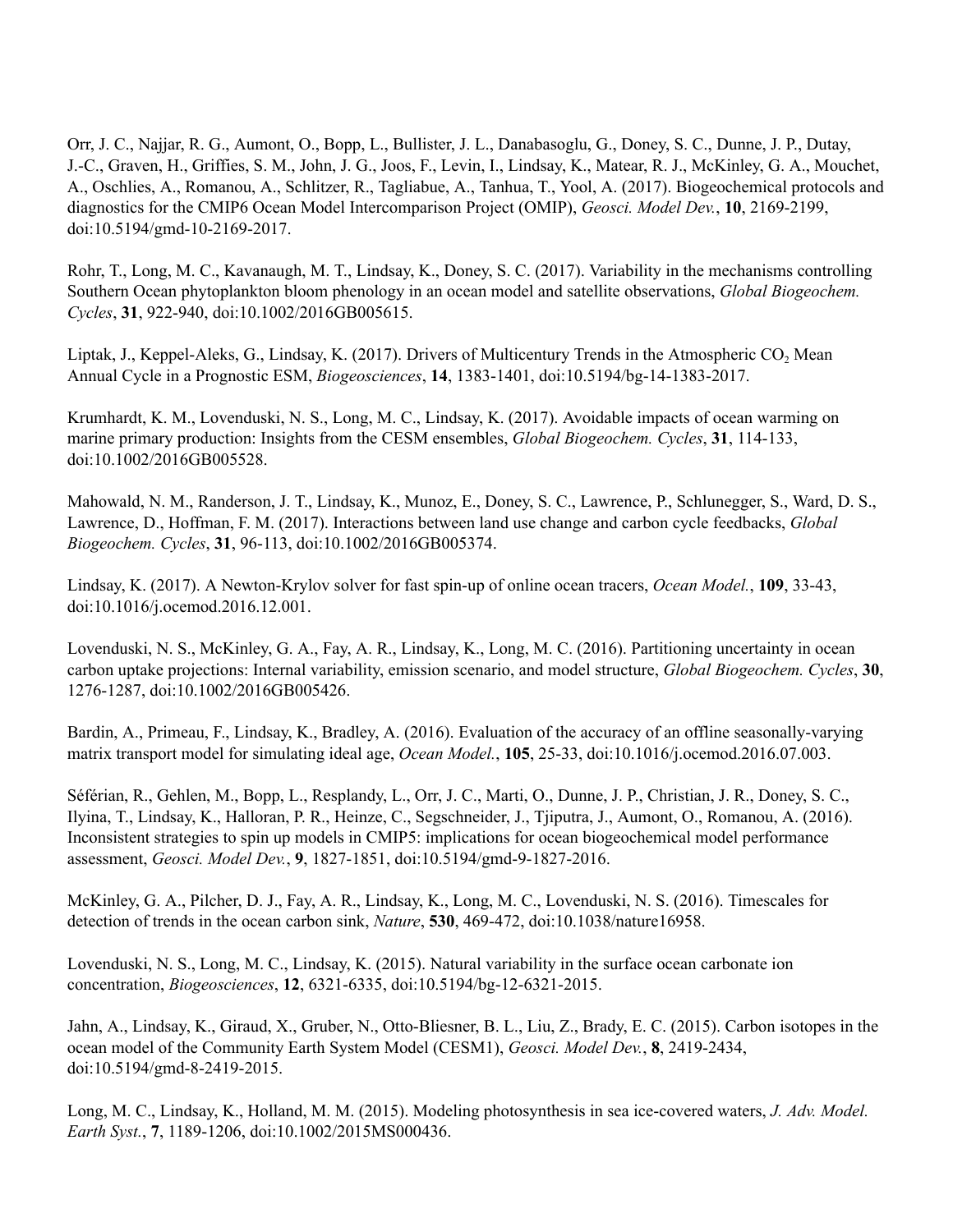Orr, J. C., Najjar, R. G., Aumont, O., Bopp, L., Bullister, J. L., Danabasoglu, G., Doney, S. C., Dunne, J. P., Dutay, J.-C., Graven, H., Griffies, S. M., John, J. G., Joos, F., Levin, I., Lindsay, K., Matear, R. J., McKinley, G. A., Mouchet, A., Oschlies, A., Romanou, A., Schlitzer, R., Tagliabue, A., Tanhua, T., Yool, A. (2017). Biogeochemical protocols and diagnostics for the CMIP6 Ocean Model Intercomparison Project (OMIP), *Geosci. Model Dev.*, **10**, 2169-2199, doi:10.5194/gmd-10-2169-2017.

Rohr, T., Long, M. C., Kavanaugh, M. T., Lindsay, K., Doney, S. C. (2017). Variability in the mechanisms controlling Southern Ocean phytoplankton bloom phenology in an ocean model and satellite observations, *Global Biogeochem. Cycles*, **31**, 922-940, doi:10.1002/2016GB005615.

Liptak, J., Keppel-Aleks, G., Lindsay, K. (2017). Drivers of Multicentury Trends in the Atmospheric $CO_2$ Mean Annual Cycle in a Prognostic ESM, *Biogeosciences*, **14**, 1383-1401, doi:10.5194/bg-14-1383-2017.

Krumhardt, K. M., Lovenduski, N. S., Long, M. C., Lindsay, K. (2017). Avoidable impacts of ocean warming on marine primary production: Insights from the CESM ensembles, *Global Biogeochem. Cycles*, **31**, 114-133, doi:10.1002/2016GB005528.

Mahowald, N. M., Randerson, J. T., Lindsay, K., Munoz, E., Doney, S. C., Lawrence, P., Schlunegger, S., Ward, D. S., Lawrence, D., Hoffman, F. M. (2017). Interactions between land use change and carbon cycle feedbacks, *Global Biogeochem. Cycles*, **31**, 96-113, doi:10.1002/2016GB005374.

Lindsay, K. (2017). A Newton-Krylov solver for fast spin-up of online ocean tracers, *Ocean Model.*, **109**, 33-43, doi:10.1016/j.ocemod.2016.12.001.

Lovenduski, N. S., McKinley, G. A., Fay, A. R., Lindsay, K., Long, M. C. (2016). Partitioning uncertainty in ocean carbon uptake projections: Internal variability, emission scenario, and model structure, *Global Biogeochem. Cycles*, **30**, 1276-1287, doi:10.1002/2016GB005426.

Bardin, A., Primeau, F., Lindsay, K., Bradley, A. (2016). Evaluation of the accuracy of an offline seasonally-varying matrix transport model for simulating ideal age, *Ocean Model.*, **105**, 25-33, doi:10.1016/j.ocemod.2016.07.003.

Séférian, R., Gehlen, M., Bopp, L., Resplandy, L., Orr, J. C., Marti, O., Dunne, J. P., Christian, J. R., Doney, S. C., Ilyina, T., Lindsay, K., Halloran, P. R., Heinze, C., Segschneider, J., Tjiputra, J., Aumont, O., Romanou, A. (2016). Inconsistent strategies to spin up models in CMIP5: implications for ocean biogeochemical model performance assessment, *Geosci. Model Dev.*, **9**, 1827-1851, doi:10.5194/gmd-9-1827-2016.

McKinley, G. A., Pilcher, D. J., Fay, A. R., Lindsay, K., Long, M. C., Lovenduski, N. S. (2016). Timescales for detection of trends in the ocean carbon sink, *Nature*, **530**, 469-472, doi:10.1038/nature16958.

Lovenduski, N. S., Long, M. C., Lindsay, K. (2015). Natural variability in the surface ocean carbonate ion concentration, *Biogeosciences*, **12**, 6321-6335, doi:10.5194/bg-12-6321-2015.

Jahn, A., Lindsay, K., Giraud, X., Gruber, N., Otto-Bliesner, B. L., Liu, Z., Brady, E. C. (2015). Carbon isotopes in the ocean model of the Community Earth System Model (CESM1), *Geosci. Model Dev.*, **8**, 2419-2434, doi:10.5194/gmd-8-2419-2015.

Long, M. C., Lindsay, K., Holland, M. M. (2015). Modeling photosynthesis in sea ice-covered waters, *J. Adv. Model. Earth Syst.*, **7**, 1189-1206, doi:10.1002/2015MS000436.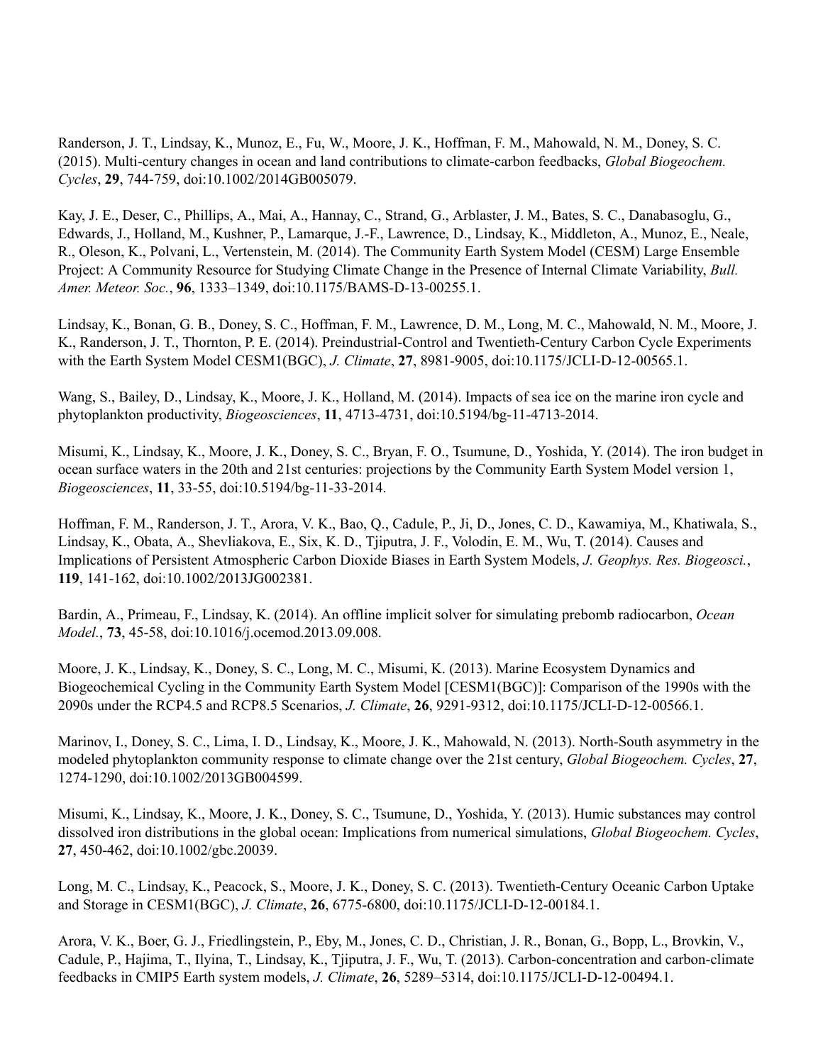Randerson, J. T., Lindsay, K., Munoz, E., Fu, W., Moore, J. K., Hoffman, F. M., Mahowald, N. M., Doney, S. C. (2015). Multi-century changes in ocean and land contributions to climate-carbon feedbacks, *Global Biogeochem. Cycles*, **29**, 744-759, doi:10.1002/2014GB005079.

Kay, J. E., Deser, C., Phillips, A., Mai, A., Hannay, C., Strand, G., Arblaster, J. M., Bates, S. C., Danabasoglu, G., Edwards, J., Holland, M., Kushner, P., Lamarque, J.-F., Lawrence, D., Lindsay, K., Middleton, A., Munoz, E., Neale, R., Oleson, K., Polvani, L., Vertenstein, M. (2014). The Community Earth System Model (CESM) Large Ensemble Project: A Community Resource for Studying Climate Change in the Presence of Internal Climate Variability, *Bull. Amer. Meteor. Soc.*, **96**, 1333–1349, doi:10.1175/BAMS-D-13-00255.1.

Lindsay, K., Bonan, G. B., Doney, S. C., Hoffman, F. M., Lawrence, D. M., Long, M. C., Mahowald, N. M., Moore, J. K., Randerson, J. T., Thornton, P. E. (2014). Preindustrial-Control and Twentieth-Century Carbon Cycle Experiments with the Earth System Model CESM1(BGC), *J. Climate*, **27**, 8981-9005, doi:10.1175/JCLI-D-12-00565.1.

Wang, S., Bailey, D., Lindsay, K., Moore, J. K., Holland, M. (2014). Impacts of sea ice on the marine iron cycle and phytoplankton productivity, *Biogeosciences*, **11**, 4713-4731, doi:10.5194/bg-11-4713-2014.

Misumi, K., Lindsay, K., Moore, J. K., Doney, S. C., Bryan, F. O., Tsumune, D., Yoshida, Y. (2014). The iron budget in ocean surface waters in the 20th and 21st centuries: projections by the Community Earth System Model version 1, *Biogeosciences*, **11**, 33-55, doi:10.5194/bg-11-33-2014.

Hoffman, F. M., Randerson, J. T., Arora, V. K., Bao, Q., Cadule, P., Ji, D., Jones, C. D., Kawamiya, M., Khatiwala, S., Lindsay, K., Obata, A., Shevliakova, E., Six, K. D., Tjiputra, J. F., Volodin, E. M., Wu, T. (2014). Causes and Implications of Persistent Atmospheric Carbon Dioxide Biases in Earth System Models, *J. Geophys. Res. Biogeosci.*, **119**, 141-162, doi:10.1002/2013JG002381.

Bardin, A., Primeau, F., Lindsay, K. (2014). An offline implicit solver for simulating prebomb radiocarbon, *Ocean Model.*, **73**, 45-58, doi:10.1016/j.ocemod.2013.09.008.

Moore, J. K., Lindsay, K., Doney, S. C., Long, M. C., Misumi, K. (2013). Marine Ecosystem Dynamics and Biogeochemical Cycling in the Community Earth System Model [CESM1(BGC)]: Comparison of the 1990s with the 2090s under the RCP4.5 and RCP8.5 Scenarios, *J. Climate*, **26**, 9291-9312, doi:10.1175/JCLI-D-12-00566.1.

Marinov, I., Doney, S. C., Lima, I. D., Lindsay, K., Moore, J. K., Mahowald, N. (2013). North-South asymmetry in the modeled phytoplankton community response to climate change over the 21st century, *Global Biogeochem. Cycles*, **27**, 1274-1290, doi:10.1002/2013GB004599.

Misumi, K., Lindsay, K., Moore, J. K., Doney, S. C., Tsumune, D., Yoshida, Y. (2013). Humic substances may control dissolved iron distributions in the global ocean: Implications from numerical simulations, *Global Biogeochem. Cycles*, **27**, 450-462, doi:10.1002/gbc.20039.

Long, M. C., Lindsay, K., Peacock, S., Moore, J. K., Doney, S. C. (2013). Twentieth-Century Oceanic Carbon Uptake and Storage in CESM1(BGC), *J. Climate*, **26**, 6775-6800, doi:10.1175/JCLI-D-12-00184.1.

Arora, V. K., Boer, G. J., Friedlingstein, P., Eby, M., Jones, C. D., Christian, J. R., Bonan, G., Bopp, L., Brovkin, V., Cadule, P., Hajima, T., Ilyina, T., Lindsay, K., Tjiputra, J. F., Wu, T. (2013). Carbon-concentration and carbon-climate feedbacks in CMIP5 Earth system models, *J. Climate*, **26**, 5289–5314, doi:10.1175/JCLI-D-12-00494.1.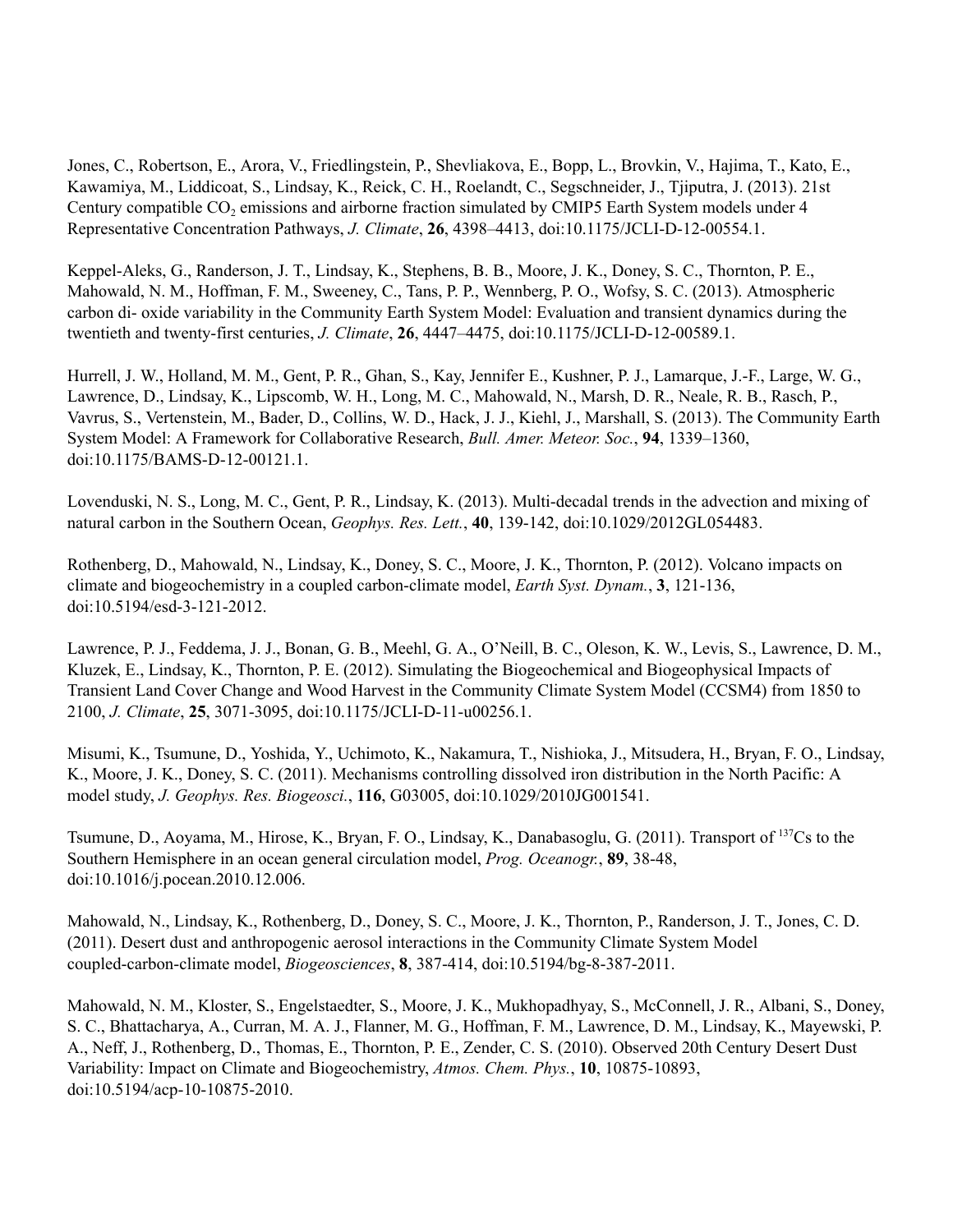Jones, C., Robertson, E., Arora, V., Friedlingstein, P., Shevliakova, E., Bopp, L., Brovkin, V., Hajima, T., Kato, E., Kawamiya, M., Liddicoat, S., Lindsay, K., Reick, C. H., Roelandt, C., Segschneider, J., Tjiputra, J. (2013). 21st Century compatible $CO_2$ emissions and airborne fraction simulated by CMIP5 Earth System models under 4 Representative Concentration Pathways, *J. Climate*, **26**, 4398–4413, doi:10.1175/JCLI-D-12-00554.1.

Keppel-Aleks, G., Randerson, J. T., Lindsay, K., Stephens, B. B., Moore, J. K., Doney, S. C., Thornton, P. E., Mahowald, N. M., Hoffman, F. M., Sweeney, C., Tans, P. P., Wennberg, P. O., Wofsy, S. C. (2013). Atmospheric carbon di- oxide variability in the Community Earth System Model: Evaluation and transient dynamics during the twentieth and twenty-first centuries, *J. Climate*, **26**, 4447–4475, doi:10.1175/JCLI-D-12-00589.1.

Hurrell, J. W., Holland, M. M., Gent, P. R., Ghan, S., Kay, Jennifer E., Kushner, P. J., Lamarque, J.-F., Large, W. G., Lawrence, D., Lindsay, K., Lipscomb, W. H., Long, M. C., Mahowald, N., Marsh, D. R., Neale, R. B., Rasch, P., Vavrus, S., Vertenstein, M., Bader, D., Collins, W. D., Hack, J. J., Kiehl, J., Marshall, S. (2013). The Community Earth System Model: A Framework for Collaborative Research, *Bull. Amer. Meteor. Soc.*, **94**, 1339–1360, doi:10.1175/BAMS-D-12-00121.1.

Lovenduski, N. S., Long, M. C., Gent, P. R., Lindsay, K. (2013). Multi-decadal trends in the advection and mixing of natural carbon in the Southern Ocean, *Geophys. Res. Lett.*, **40**, 139-142, doi:10.1029/2012GL054483.

Rothenberg, D., Mahowald, N., Lindsay, K., Doney, S. C., Moore, J. K., Thornton, P. (2012). Volcano impacts on climate and biogeochemistry in a coupled carbon-climate model, *Earth Syst. Dynam.*, **3**, 121-136, doi:10.5194/esd-3-121-2012.

Lawrence, P. J., Feddema, J. J., Bonan, G. B., Meehl, G. A., O'Neill, B. C., Oleson, K. W., Levis, S., Lawrence, D. M., Kluzek, E., Lindsay, K., Thornton, P. E. (2012). Simulating the Biogeochemical and Biogeophysical Impacts of Transient Land Cover Change and Wood Harvest in the Community Climate System Model (CCSM4) from 1850 to 2100, *J. Climate*, **25**, 3071-3095, doi:10.1175/JCLI-D-11-u00256.1.

Misumi, K., Tsumune, D., Yoshida, Y., Uchimoto, K., Nakamura, T., Nishioka, J., Mitsudera, H., Bryan, F. O., Lindsay, K., Moore, J. K., Doney, S. C. (2011). Mechanisms controlling dissolved iron distribution in the North Pacific: A model study, *J. Geophys. Res. Biogeosci.*, **116**, G03005, doi:10.1029/2010JG001541.

Tsumune, D., Aoyama, M., Hirose, K., Bryan, F. O., Lindsay, K., Danabasoglu, G. (2011). Transport of $^{137}$Cs to the Southern Hemisphere in an ocean general circulation model, *Prog. Oceanogr.*, **89**, 38-48, doi:10.1016/j.pocean.2010.12.006.

Mahowald, N., Lindsay, K., Rothenberg, D., Doney, S. C., Moore, J. K., Thornton, P., Randerson, J. T., Jones, C. D. (2011). Desert dust and anthropogenic aerosol interactions in the Community Climate System Model coupled-carbon-climate model, *Biogeosciences*, **8**, 387-414, doi:10.5194/bg-8-387-2011.

Mahowald, N. M., Kloster, S., Engelstaedter, S., Moore, J. K., Mukhopadhyay, S., McConnell, J. R., Albani, S., Doney, S. C., Bhattacharya, A., Curran, M. A. J., Flanner, M. G., Hoffman, F. M., Lawrence, D. M., Lindsay, K., Mayewski, P. A., Neff, J., Rothenberg, D., Thomas, E., Thornton, P. E., Zender, C. S. (2010). Observed 20th Century Desert Dust Variability: Impact on Climate and Biogeochemistry, *Atmos. Chem. Phys.*, **10**, 10875-10893, doi:10.5194/acp-10-10875-2010.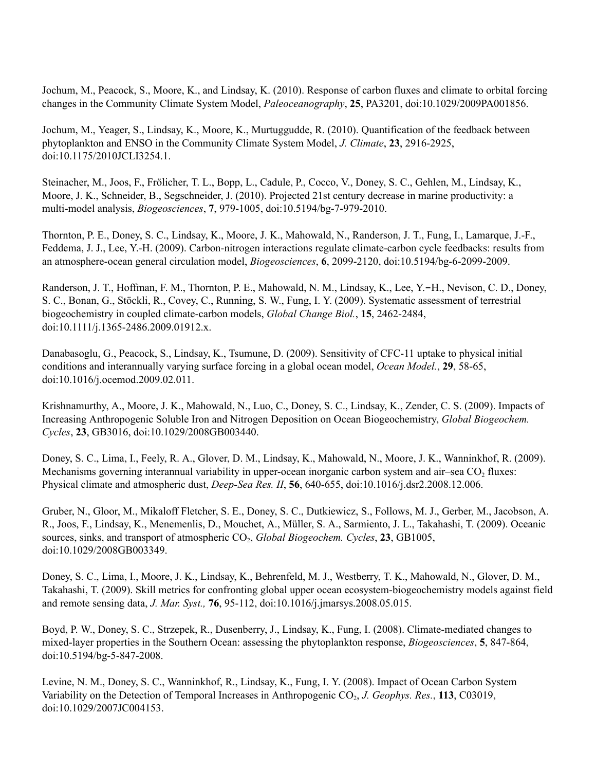Jochum, M., Peacock, S., Moore, K., and Lindsay, K. (2010). Response of carbon fluxes and climate to orbital forcing changes in the Community Climate System Model, *Paleoceanography*, **25**, PA3201, doi:10.1029/2009PA001856.

Jochum, M., Yeager, S., Lindsay, K., Moore, K., Murtuggudde, R. (2010). Quantification of the feedback between phytoplankton and ENSO in the Community Climate System Model, *J. Climate*, **23**, 2916-2925, doi:10.1175/2010JCLI3254.1.

Steinacher, M., Joos, F., Frölicher, T. L., Bopp, L., Cadule, P., Cocco, V., Doney, S. C., Gehlen, M., Lindsay, K., Moore, J. K., Schneider, B., Segschneider, J. (2010). Projected 21st century decrease in marine productivity: a multi-model analysis, *Biogeosciences*, **7**, 979-1005, doi:10.5194/bg-7-979-2010.

Thornton, P. E., Doney, S. C., Lindsay, K., Moore, J. K., Mahowald, N., Randerson, J. T., Fung, I., Lamarque, J.-F., Feddema, J. J., Lee, Y.-H. (2009). Carbon-nitrogen interactions regulate climate-carbon cycle feedbacks: results from an atmosphere-ocean general circulation model, *Biogeosciences*, **6**, 2099-2120, doi:10.5194/bg-6-2099-2009.

Randerson, J. T., Hoffman, F. M., Thornton, P. E., Mahowald, N. M., Lindsay, K., Lee, Y.−H., Nevison, C. D., Doney, S. C., Bonan, G., Stöckli, R., Covey, C., Running, S. W., Fung, I. Y. (2009). Systematic assessment of terrestrial biogeochemistry in coupled climate-carbon models, *Global Change Biol.*, **15**, 2462-2484, doi:10.1111/j.1365-2486.2009.01912.x.

Danabasoglu, G., Peacock, S., Lindsay, K., Tsumune, D. (2009). Sensitivity of CFC-11 uptake to physical initial conditions and interannually varying surface forcing in a global ocean model, *Ocean Model.*, **29**, 58-65, doi:10.1016/j.ocemod.2009.02.011.

Krishnamurthy, A., Moore, J. K., Mahowald, N., Luo, C., Doney, S. C., Lindsay, K., Zender, C. S. (2009). Impacts of Increasing Anthropogenic Soluble Iron and Nitrogen Deposition on Ocean Biogeochemistry, *Global Biogeochem. Cycles*, **23**, GB3016, doi:10.1029/2008GB003440.

Doney, S. C., Lima, I., Feely, R. A., Glover, D. M., Lindsay, K., Mahowald, N., Moore, J. K., Wanninkhof, R. (2009). Mechanisms governing interannual variability in upper-ocean inorganic carbon system and air–sea $CO_2$ fluxes: Physical climate and atmospheric dust, *Deep-Sea Res. II*, **56**, 640-655, doi:10.1016/j.dsr2.2008.12.006.

Gruber, N., Gloor, M., Mikaloff Fletcher, S. E., Doney, S. C., Dutkiewicz, S., Follows, M. J., Gerber, M., Jacobson, A. R., Joos, F., Lindsay, K., Menemenlis, D., Mouchet, A., Müller, S. A., Sarmiento, J. L., Takahashi, T. (2009). Oceanic sources, sinks, and transport of atmospheric $CO_2$, *Global Biogeochem. Cycles*, **23**, GB1005, doi:10.1029/2008GB003349.

Doney, S. C., Lima, I., Moore, J. K., Lindsay, K., Behrenfeld, M. J., Westberry, T. K., Mahowald, N., Glover, D. M., Takahashi, T. (2009). Skill metrics for confronting global upper ocean ecosystem-biogeochemistry models against field and remote sensing data, *J. Mar. Syst.,* **76**, 95-112, doi:10.1016/j.jmarsys.2008.05.015.

Boyd, P. W., Doney, S. C., Strzepek, R., Dusenberry, J., Lindsay, K., Fung, I. (2008). Climate-mediated changes to mixed-layer properties in the Southern Ocean: assessing the phytoplankton response, *Biogeosciences*, **5**, 847-864, doi:10.5194/bg-5-847-2008.

Levine, N. M., Doney, S. C., Wanninkhof, R., Lindsay, K., Fung, I. Y. (2008). Impact of Ocean Carbon System Variability on the Detection of Temporal Increases in Anthropogenic $CO_2$, *J. Geophys. Res.*, **113**, C03019, doi:10.1029/2007JC004153.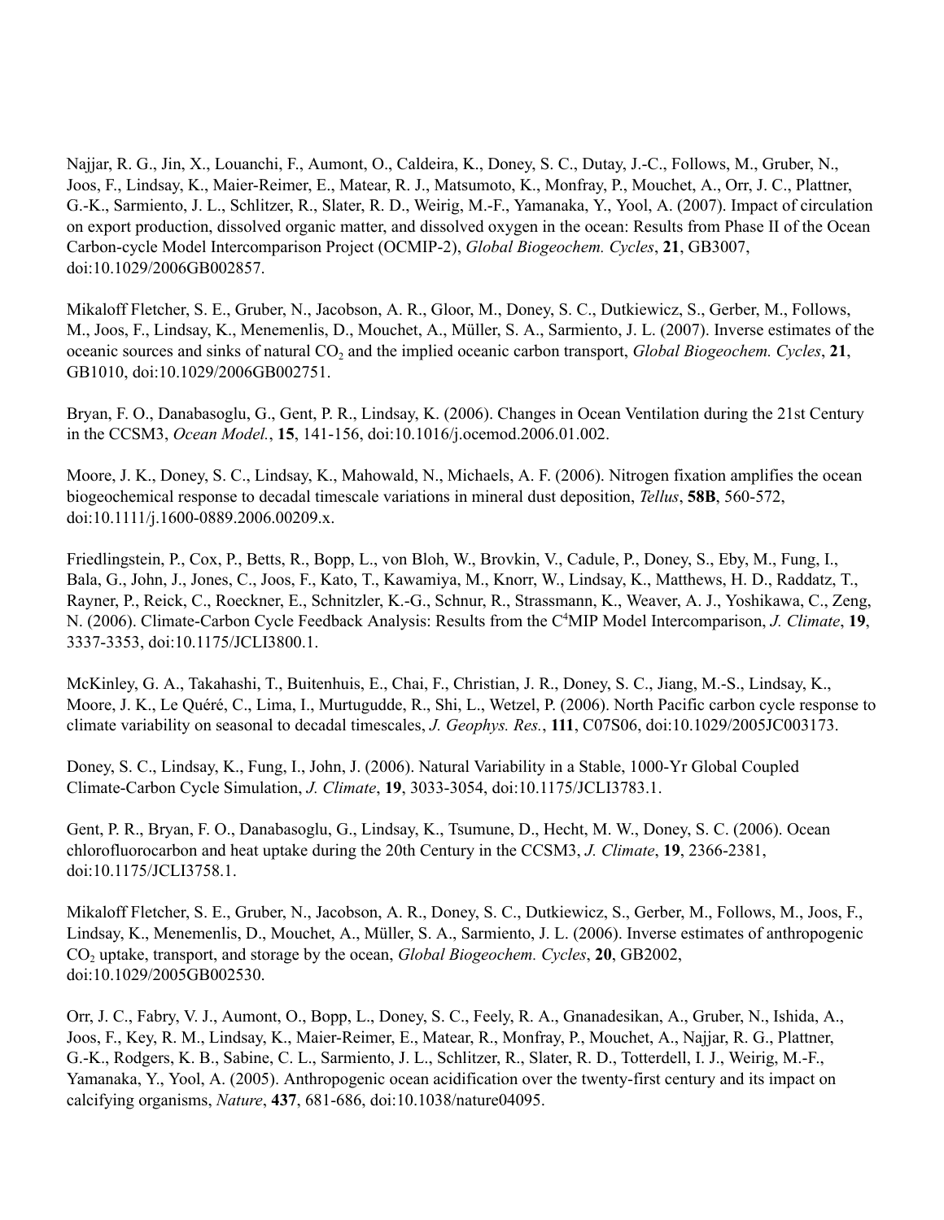Najjar, R. G., Jin, X., Louanchi, F., Aumont, O., Caldeira, K., Doney, S. C., Dutay, J.-C., Follows, M., Gruber, N., Joos, F., Lindsay, K., Maier-Reimer, E., Matear, R. J., Matsumoto, K., Monfray, P., Mouchet, A., Orr, J. C., Plattner, G.-K., Sarmiento, J. L., Schlitzer, R., Slater, R. D., Weirig, M.-F., Yamanaka, Y., Yool, A. (2007). Impact of circulation on export production, dissolved organic matter, and dissolved oxygen in the ocean: Results from Phase II of the Ocean Carbon-cycle Model Intercomparison Project (OCMIP-2), *Global Biogeochem. Cycles*, **21**, GB3007, doi:10.1029/2006GB002857.

Mikaloff Fletcher, S. E., Gruber, N., Jacobson, A. R., Gloor, M., Doney, S. C., Dutkiewicz, S., Gerber, M., Follows, M., Joos, F., Lindsay, K., Menemenlis, D., Mouchet, A., Müller, S. A., Sarmiento, J. L. (2007). Inverse estimates of the oceanic sources and sinks of natural $CO_2$ and the implied oceanic carbon transport, *Global Biogeochem. Cycles*, **21**, GB1010, doi:10.1029/2006GB002751.

Bryan, F. O., Danabasoglu, G., Gent, P. R., Lindsay, K. (2006). Changes in Ocean Ventilation during the 21st Century in the CCSM3, *Ocean Model.*, **15**, 141-156, doi:10.1016/j.ocemod.2006.01.002.

Moore, J. K., Doney, S. C., Lindsay, K., Mahowald, N., Michaels, A. F. (2006). Nitrogen fixation amplifies the ocean biogeochemical response to decadal timescale variations in mineral dust deposition, *Tellus*, **58B**, 560-572, doi:10.1111/j.1600-0889.2006.00209.x.

Friedlingstein, P., Cox, P., Betts, R., Bopp, L., von Bloh, W., Brovkin, V., Cadule, P., Doney, S., Eby, M., Fung, I., Bala, G., John, J., Jones, C., Joos, F., Kato, T., Kawamiya, M., Knorr, W., Lindsay, K., Matthews, H. D., Raddatz, T., Rayner, P., Reick, C., Roeckner, E., Schnitzler, K.-G., Schnur, R., Strassmann, K., Weaver, A. J., Yoshikawa, C., Zeng, N. (2006). Climate-Carbon Cycle Feedback Analysis: Results from the $C^4$MIP Model Intercomparison, *J. Climate*, **19**, 3337-3353, doi:10.1175/JCLI3800.1.

McKinley, G. A., Takahashi, T., Buitenhuis, E., Chai, F., Christian, J. R., Doney, S. C., Jiang, M.-S., Lindsay, K., Moore, J. K., Le Quéré, C., Lima, I., Murtugudde, R., Shi, L., Wetzel, P. (2006). North Pacific carbon cycle response to climate variability on seasonal to decadal timescales, *J. Geophys. Res.*, **111**, C07S06, doi:10.1029/2005JC003173.

Doney, S. C., Lindsay, K., Fung, I., John, J. (2006). Natural Variability in a Stable, 1000-Yr Global Coupled Climate-Carbon Cycle Simulation, *J. Climate*, **19**, 3033-3054, doi:10.1175/JCLI3783.1.

Gent, P. R., Bryan, F. O., Danabasoglu, G., Lindsay, K., Tsumune, D., Hecht, M. W., Doney, S. C. (2006). Ocean chlorofluorocarbon and heat uptake during the 20th Century in the CCSM3, *J. Climate*, **19**, 2366-2381, doi:10.1175/JCLI3758.1.

Mikaloff Fletcher, S. E., Gruber, N., Jacobson, A. R., Doney, S. C., Dutkiewicz, S., Gerber, M., Follows, M., Joos, F., Lindsay, K., Menemenlis, D., Mouchet, A., Müller, S. A., Sarmiento, J. L. (2006). Inverse estimates of anthropogenic $CO_2$ uptake, transport, and storage by the ocean, *Global Biogeochem. Cycles*, **20**, GB2002, doi:10.1029/2005GB002530.

Orr, J. C., Fabry, V. J., Aumont, O., Bopp, L., Doney, S. C., Feely, R. A., Gnanadesikan, A., Gruber, N., Ishida, A., Joos, F., Key, R. M., Lindsay, K., Maier-Reimer, E., Matear, R., Monfray, P., Mouchet, A., Najjar, R. G., Plattner, G.-K., Rodgers, K. B., Sabine, C. L., Sarmiento, J. L., Schlitzer, R., Slater, R. D., Totterdell, I. J., Weirig, M.-F., Yamanaka, Y., Yool, A. (2005). Anthropogenic ocean acidification over the twenty-first century and its impact on calcifying organisms, *Nature*, **437**, 681-686, doi:10.1038/nature04095.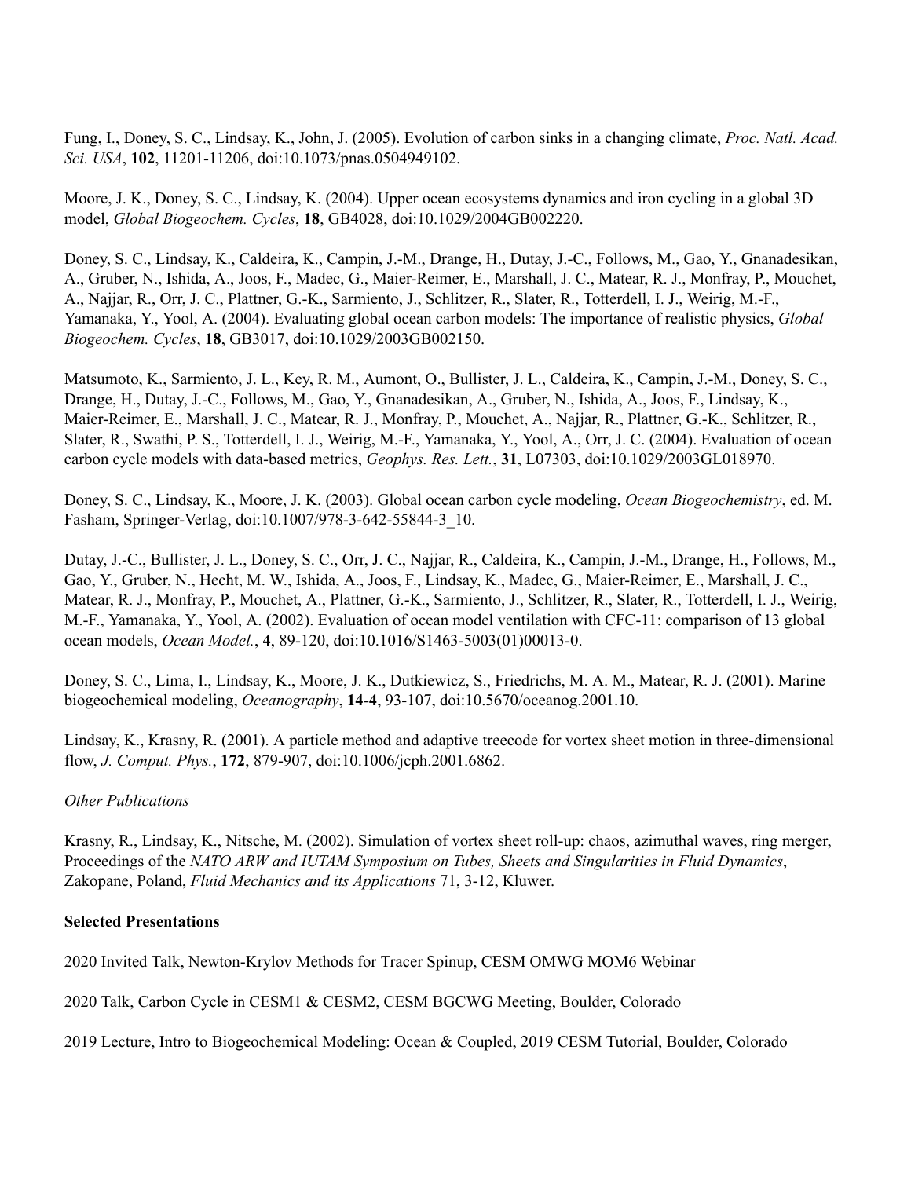Fung, I., Doney, S. C., Lindsay, K., John, J. (2005). Evolution of carbon sinks in a changing climate, *Proc. Natl. Acad. Sci. USA*, **102**, 11201-11206, doi:10.1073/pnas.0504949102.

Moore, J. K., Doney, S. C., Lindsay, K. (2004). Upper ocean ecosystems dynamics and iron cycling in a global 3D model, *Global Biogeochem. Cycles*, **18**, GB4028, doi:10.1029/2004GB002220.

Doney, S. C., Lindsay, K., Caldeira, K., Campin, J.-M., Drange, H., Dutay, J.-C., Follows, M., Gao, Y., Gnanadesikan, A., Gruber, N., Ishida, A., Joos, F., Madec, G., Maier-Reimer, E., Marshall, J. C., Matear, R. J., Monfray, P., Mouchet, A., Najjar, R., Orr, J. C., Plattner, G.-K., Sarmiento, J., Schlitzer, R., Slater, R., Totterdell, I. J., Weirig, M.-F., Yamanaka, Y., Yool, A. (2004). Evaluating global ocean carbon models: The importance of realistic physics, *Global Biogeochem. Cycles*, **18**, GB3017, doi:10.1029/2003GB002150.

Matsumoto, K., Sarmiento, J. L., Key, R. M., Aumont, O., Bullister, J. L., Caldeira, K., Campin, J.-M., Doney, S. C., Drange, H., Dutay, J.-C., Follows, M., Gao, Y., Gnanadesikan, A., Gruber, N., Ishida, A., Joos, F., Lindsay, K., Maier-Reimer, E., Marshall, J. C., Matear, R. J., Monfray, P., Mouchet, A., Najjar, R., Plattner, G.-K., Schlitzer, R., Slater, R., Swathi, P. S., Totterdell, I. J., Weirig, M.-F., Yamanaka, Y., Yool, A., Orr, J. C. (2004). Evaluation of ocean carbon cycle models with data-based metrics, *Geophys. Res. Lett.*, **31**, L07303, doi:10.1029/2003GL018970.

Doney, S. C., Lindsay, K., Moore, J. K. (2003). Global ocean carbon cycle modeling, *Ocean Biogeochemistry*, ed. M. Fasham, Springer-Verlag, doi:10.1007/978-3-642-55844-3_10.

Dutay, J.-C., Bullister, J. L., Doney, S. C., Orr, J. C., Najjar, R., Caldeira, K., Campin, J.-M., Drange, H., Follows, M., Gao, Y., Gruber, N., Hecht, M. W., Ishida, A., Joos, F., Lindsay, K., Madec, G., Maier-Reimer, E., Marshall, J. C., Matear, R. J., Monfray, P., Mouchet, A., Plattner, G.-K., Sarmiento, J., Schlitzer, R., Slater, R., Totterdell, I. J., Weirig, M.-F., Yamanaka, Y., Yool, A. (2002). Evaluation of ocean model ventilation with CFC-11: comparison of 13 global ocean models, *Ocean Model.*, **4**, 89-120, doi:10.1016/S1463-5003(01)00013-0.

Doney, S. C., Lima, I., Lindsay, K., Moore, J. K., Dutkiewicz, S., Friedrichs, M. A. M., Matear, R. J. (2001). Marine biogeochemical modeling, *Oceanography*, **14-4**, 93-107, doi:10.5670/oceanog.2001.10.

Lindsay, K., Krasny, R. (2001). A particle method and adaptive treecode for vortex sheet motion in three-dimensional flow, *J. Comput. Phys.*, **172**, 879-907, doi:10.1006/jcph.2001.6862.

*Other Publications*

Krasny, R., Lindsay, K., Nitsche, M. (2002). Simulation of vortex sheet roll-up: chaos, azimuthal waves, ring merger, Proceedings of the *NATO ARW and IUTAM Symposium on Tubes, Sheets and Singularities in Fluid Dynamics*, Zakopane, Poland, *Fluid Mechanics and its Applications* 71, 3-12, Kluwer.

**Selected Presentations**

2020 Invited Talk, Newton-Krylov Methods for Tracer Spinup, CESM OMWG MOM6 Webinar

2020 Talk, Carbon Cycle in CESM1 & CESM2, CESM BGCWG Meeting, Boulder, Colorado

2019 Lecture, Intro to Biogeochemical Modeling: Ocean & Coupled, 2019 CESM Tutorial, Boulder, Colorado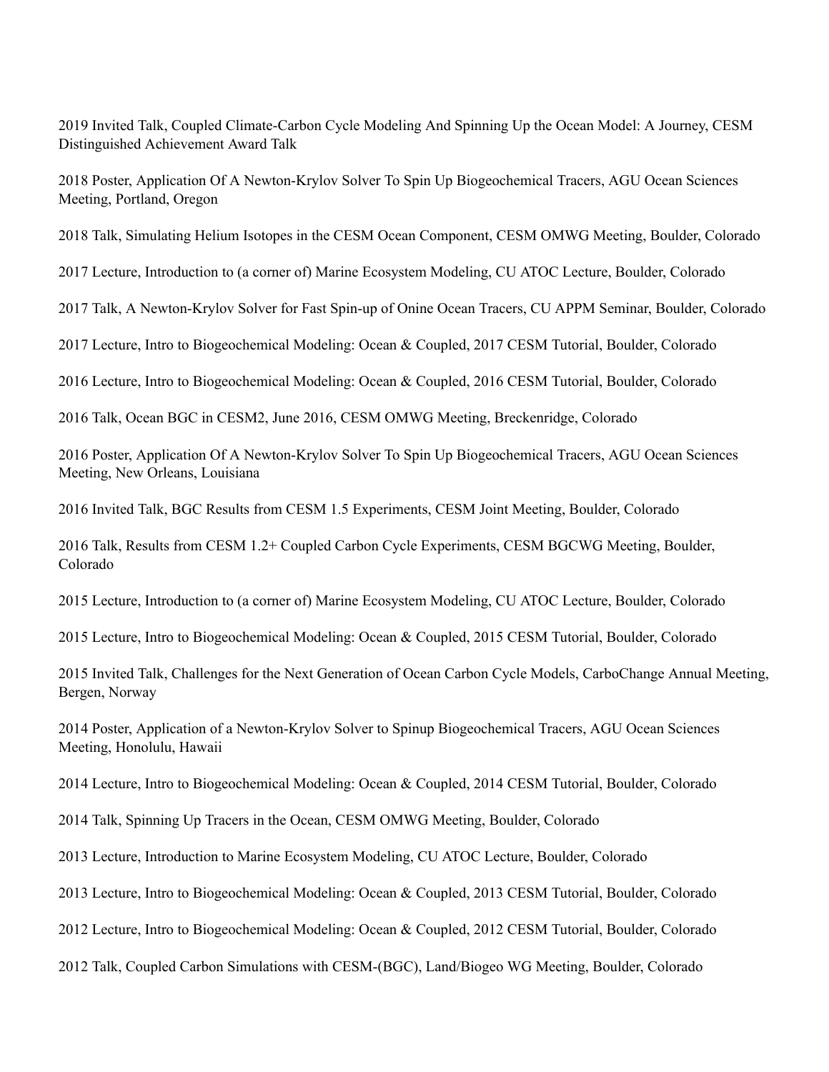2019 Invited Talk, Coupled Climate-Carbon Cycle Modeling And Spinning Up the Ocean Model: A Journey, CESM Distinguished Achievement Award Talk

2018 Poster, Application Of A Newton-Krylov Solver To Spin Up Biogeochemical Tracers, AGU Ocean Sciences Meeting, Portland, Oregon

2018 Talk, Simulating Helium Isotopes in the CESM Ocean Component, CESM OMWG Meeting, Boulder, Colorado

2017 Lecture, Introduction to (a corner of) Marine Ecosystem Modeling, CU ATOC Lecture, Boulder, Colorado

2017 Talk, A Newton-Krylov Solver for Fast Spin-up of Onine Ocean Tracers, CU APPM Seminar, Boulder, Colorado

2017 Lecture, Intro to Biogeochemical Modeling: Ocean & Coupled, 2017 CESM Tutorial, Boulder, Colorado

2016 Lecture, Intro to Biogeochemical Modeling: Ocean & Coupled, 2016 CESM Tutorial, Boulder, Colorado

2016 Talk, Ocean BGC in CESM2, June 2016, CESM OMWG Meeting, Breckenridge, Colorado

2016 Poster, Application Of A Newton-Krylov Solver To Spin Up Biogeochemical Tracers, AGU Ocean Sciences Meeting, New Orleans, Louisiana

2016 Invited Talk, BGC Results from CESM 1.5 Experiments, CESM Joint Meeting, Boulder, Colorado

2016 Talk, Results from CESM 1.2+ Coupled Carbon Cycle Experiments, CESM BGCWG Meeting, Boulder, Colorado

2015 Lecture, Introduction to (a corner of) Marine Ecosystem Modeling, CU ATOC Lecture, Boulder, Colorado

2015 Lecture, Intro to Biogeochemical Modeling: Ocean & Coupled, 2015 CESM Tutorial, Boulder, Colorado

2015 Invited Talk, Challenges for the Next Generation of Ocean Carbon Cycle Models, CarboChange Annual Meeting, Bergen, Norway

2014 Poster, Application of a Newton-Krylov Solver to Spinup Biogeochemical Tracers, AGU Ocean Sciences Meeting, Honolulu, Hawaii

2014 Lecture, Intro to Biogeochemical Modeling: Ocean & Coupled, 2014 CESM Tutorial, Boulder, Colorado

2014 Talk, Spinning Up Tracers in the Ocean, CESM OMWG Meeting, Boulder, Colorado

2013 Lecture, Introduction to Marine Ecosystem Modeling, CU ATOC Lecture, Boulder, Colorado

2013 Lecture, Intro to Biogeochemical Modeling: Ocean & Coupled, 2013 CESM Tutorial, Boulder, Colorado

2012 Lecture, Intro to Biogeochemical Modeling: Ocean & Coupled, 2012 CESM Tutorial, Boulder, Colorado

2012 Talk, Coupled Carbon Simulations with CESM-(BGC), Land/Biogeo WG Meeting, Boulder, Colorado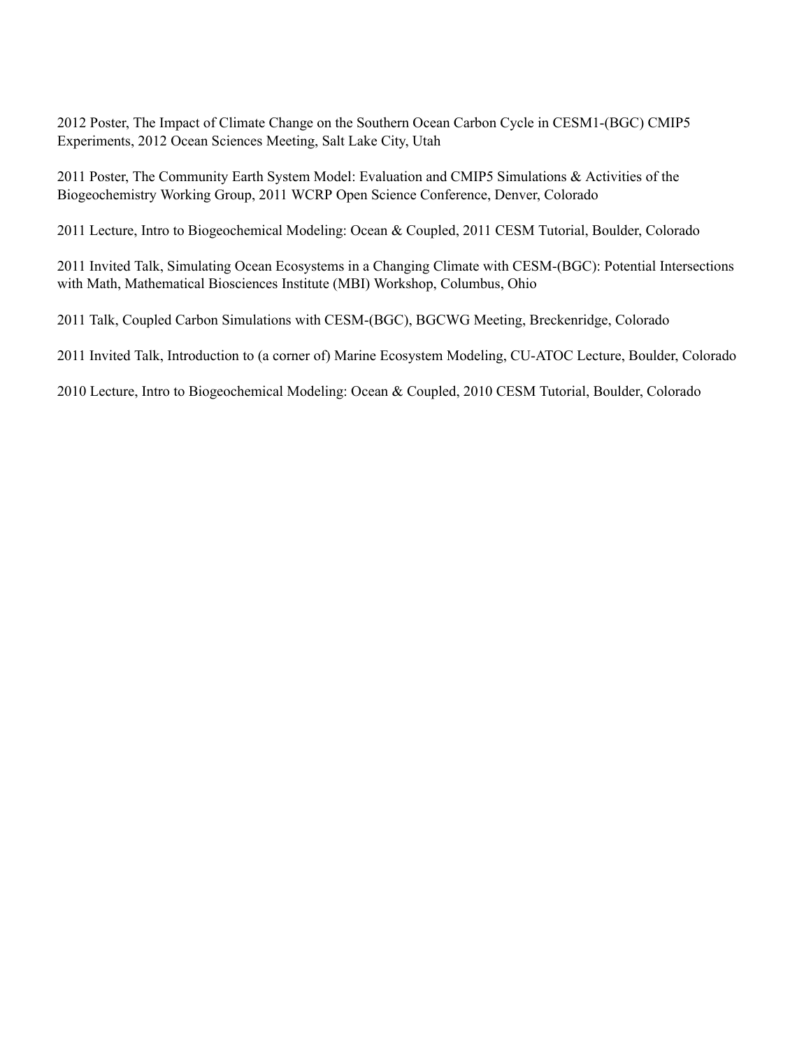2012 Poster, The Impact of Climate Change on the Southern Ocean Carbon Cycle in CESM1-(BGC) CMIP5 Experiments, 2012 Ocean Sciences Meeting, Salt Lake City, Utah

2011 Poster, The Community Earth System Model: Evaluation and CMIP5 Simulations & Activities of the Biogeochemistry Working Group, 2011 WCRP Open Science Conference, Denver, Colorado

2011 Lecture, Intro to Biogeochemical Modeling: Ocean & Coupled, 2011 CESM Tutorial, Boulder, Colorado

2011 Invited Talk, Simulating Ocean Ecosystems in a Changing Climate with CESM-(BGC): Potential Intersections with Math, Mathematical Biosciences Institute (MBI) Workshop, Columbus, Ohio

2011 Talk, Coupled Carbon Simulations with CESM-(BGC), BGCWG Meeting, Breckenridge, Colorado

2011 Invited Talk, Introduction to (a corner of) Marine Ecosystem Modeling, CU-ATOC Lecture, Boulder, Colorado

2010 Lecture, Intro to Biogeochemical Modeling: Ocean & Coupled, 2010 CESM Tutorial, Boulder, Colorado